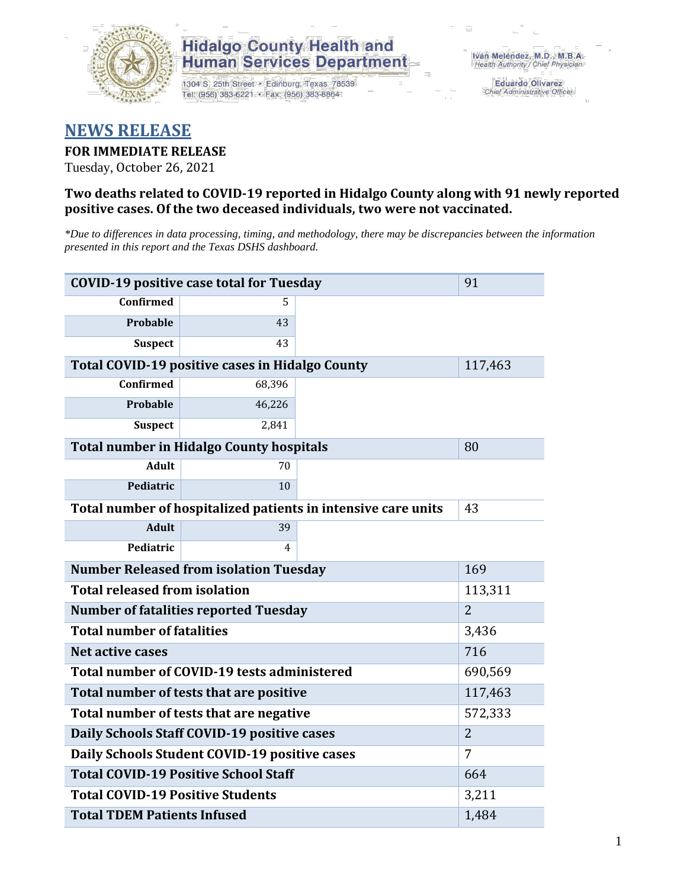**Hidalgo County Health and Human Services Department**

1304 S. 25th Street • Edinburg, Texas 78539
Tel: (956) 383-6221 • Fax: (956) 383-8864

Iván Meléndez, M.D., M.B.A.
*Health Authority / Chief Physician*

Eduardo Olivarez
*Chief Administrative Officer*

# NEWS RELEASE

**FOR IMMEDIATE RELEASE**

Tuesday, October 26, 2021

**Two deaths related to COVID-19 reported in Hidalgo County along with 91 newly reported positive cases. Of the two deceased individuals, two were not vaccinated.**

*\*Due to differences in data processing, timing, and methodology, there may be discrepancies between the information presented in this report and the Texas DSHS dashboard.*

| COVID-19 positive case total for Tuesday | | 91 |
|---|---|---|
| Confirmed | 5 | |
| Probable | 43 | |
| Suspect | 43 | |
| **Total COVID-19 positive cases in Hidalgo County** | | 117,463 |
| Confirmed | 68,396 | |
| Probable | 46,226 | |
| Suspect | 2,841 | |
| **Total number in Hidalgo County hospitals** | | 80 |
| Adult | 70 | |
| Pediatric | 10 | |
| **Total number of hospitalized patients in intensive care units** | | 43 |
| Adult | 39 | |
| Pediatric | 4 | |
| **Number Released from isolation Tuesday** | | 169 |
| **Total released from isolation** | | 113,311 |
| **Number of fatalities reported Tuesday** | | 2 |
| **Total number of fatalities** | | 3,436 |
| **Net active cases** | | 716 |
| **Total number of COVID-19 tests administered** | | 690,569 |
| **Total number of tests that are positive** | | 117,463 |
| **Total number of tests that are negative** | | 572,333 |
| **Daily Schools Staff COVID-19 positive cases** | | 2 |
| **Daily Schools Student COVID-19 positive cases** | | 7 |
| **Total COVID-19 Positive School Staff** | | 664 |
| **Total COVID-19 Positive Students** | | 3,211 |
| **Total TDEM Patients Infused** | | 1,484 |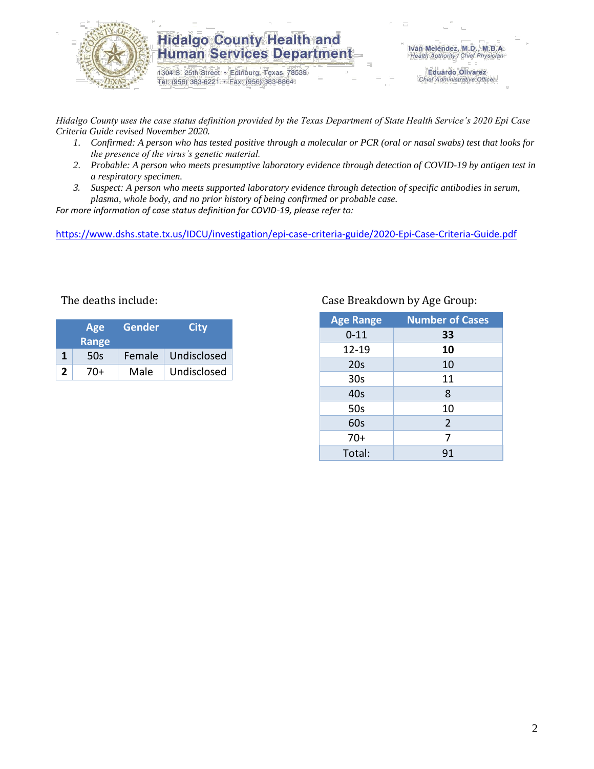# Hidalgo County Health and Human Services Department

1304 S. 25th Street • Edinburg, Texas 78539
Tel: (956) 383-6221 • Fax: (956) 383-8864

Iván Meléndez, M.D., M.B.A.
*Health Authority / Chief Physician*

Eduardo Olivarez
*Chief Administrative Officer*

*Hidalgo County uses the case status definition provided by the Texas Department of State Health Service's 2020 Epi Case Criteria Guide revised November 2020.*

1. *Confirmed: A person who has tested positive through a molecular or PCR (oral or nasal swabs) test that looks for the presence of the virus's genetic material.*
2. *Probable: A person who meets presumptive laboratory evidence through detection of COVID-19 by antigen test in a respiratory specimen.*
3. *Suspect: A person who meets supported laboratory evidence through detection of specific antibodies in serum, plasma, whole body, and no prior history of being confirmed or probable case.*

*For more information of case status definition for COVID-19, please refer to:*

https://www.dshs.state.tx.us/IDCU/investigation/epi-case-criteria-guide/2020-Epi-Case-Criteria-Guide.pdf

The deaths include:

| | Age Range | Gender | City |
|---|---|---|---|
| **1** | 50s | Female | Undisclosed |
| **2** | 70+ | Male | Undisclosed |

Case Breakdown by Age Group:

| Age Range | Number of Cases |
|---|---|
| 0-11 | **33** |
| 12-19 | **10** |
| 20s | 10 |
| 30s | 11 |
| 40s | 8 |
| 50s | 10 |
| 60s | 2 |
| 70+ | 7 |
| Total: | 91 |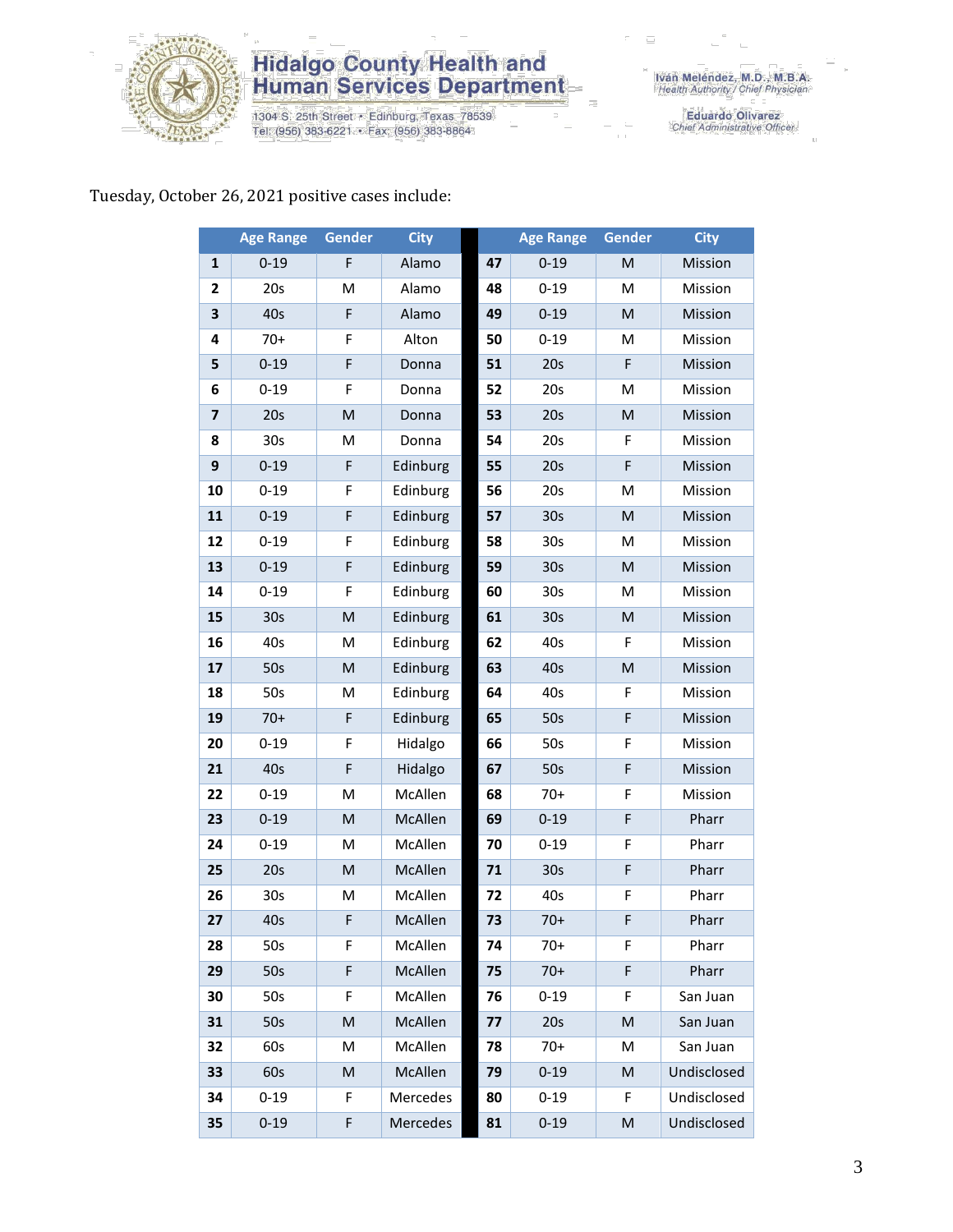Hidalgo County Health and Human Services Department

1304 S. 25th Street • Edinburg, Texas 78539
Tel: (956) 383-6221 • Fax: (956) 383-8864

Iván Meléndez, M.D., M.B.A.
*Health Authority / Chief Physician*

Eduardo Olivarez
*Chief Administrative Officer*

Tuesday, October 26, 2021 positive cases include:

| | Age Range | Gender | City | | Age Range | Gender | City |
|---|---|---|---|---|---|---|---|
| **1** | 0-19 | F | Alamo | **47** | 0-19 | M | Mission |
| **2** | 20s | M | Alamo | **48** | 0-19 | M | Mission |
| **3** | 40s | F | Alamo | **49** | 0-19 | M | Mission |
| **4** | 70+ | F | Alton | **50** | 0-19 | M | Mission |
| **5** | 0-19 | F | Donna | **51** | 20s | F | Mission |
| **6** | 0-19 | F | Donna | **52** | 20s | M | Mission |
| **7** | 20s | M | Donna | **53** | 20s | M | Mission |
| **8** | 30s | M | Donna | **54** | 20s | F | Mission |
| **9** | 0-19 | F | Edinburg | **55** | 20s | F | Mission |
| **10** | 0-19 | F | Edinburg | **56** | 20s | M | Mission |
| **11** | 0-19 | F | Edinburg | **57** | 30s | M | Mission |
| **12** | 0-19 | F | Edinburg | **58** | 30s | M | Mission |
| **13** | 0-19 | F | Edinburg | **59** | 30s | M | Mission |
| **14** | 0-19 | F | Edinburg | **60** | 30s | M | Mission |
| **15** | 30s | M | Edinburg | **61** | 30s | M | Mission |
| **16** | 40s | M | Edinburg | **62** | 40s | F | Mission |
| **17** | 50s | M | Edinburg | **63** | 40s | M | Mission |
| **18** | 50s | M | Edinburg | **64** | 40s | F | Mission |
| **19** | 70+ | F | Edinburg | **65** | 50s | F | Mission |
| **20** | 0-19 | F | Hidalgo | **66** | 50s | F | Mission |
| **21** | 40s | F | Hidalgo | **67** | 50s | F | Mission |
| **22** | 0-19 | M | McAllen | **68** | 70+ | F | Mission |
| **23** | 0-19 | M | McAllen | **69** | 0-19 | F | Pharr |
| **24** | 0-19 | M | McAllen | **70** | 0-19 | F | Pharr |
| **25** | 20s | M | McAllen | **71** | 30s | F | Pharr |
| **26** | 30s | M | McAllen | **72** | 40s | F | Pharr |
| **27** | 40s | F | McAllen | **73** | 70+ | F | Pharr |
| **28** | 50s | F | McAllen | **74** | 70+ | F | Pharr |
| **29** | 50s | F | McAllen | **75** | 70+ | F | Pharr |
| **30** | 50s | F | McAllen | **76** | 0-19 | F | San Juan |
| **31** | 50s | M | McAllen | **77** | 20s | M | San Juan |
| **32** | 60s | M | McAllen | **78** | 70+ | M | San Juan |
| **33** | 60s | M | McAllen | **79** | 0-19 | M | Undisclosed |
| **34** | 0-19 | F | Mercedes | **80** | 0-19 | F | Undisclosed |
| **35** | 0-19 | F | Mercedes | **81** | 0-19 | M | Undisclosed |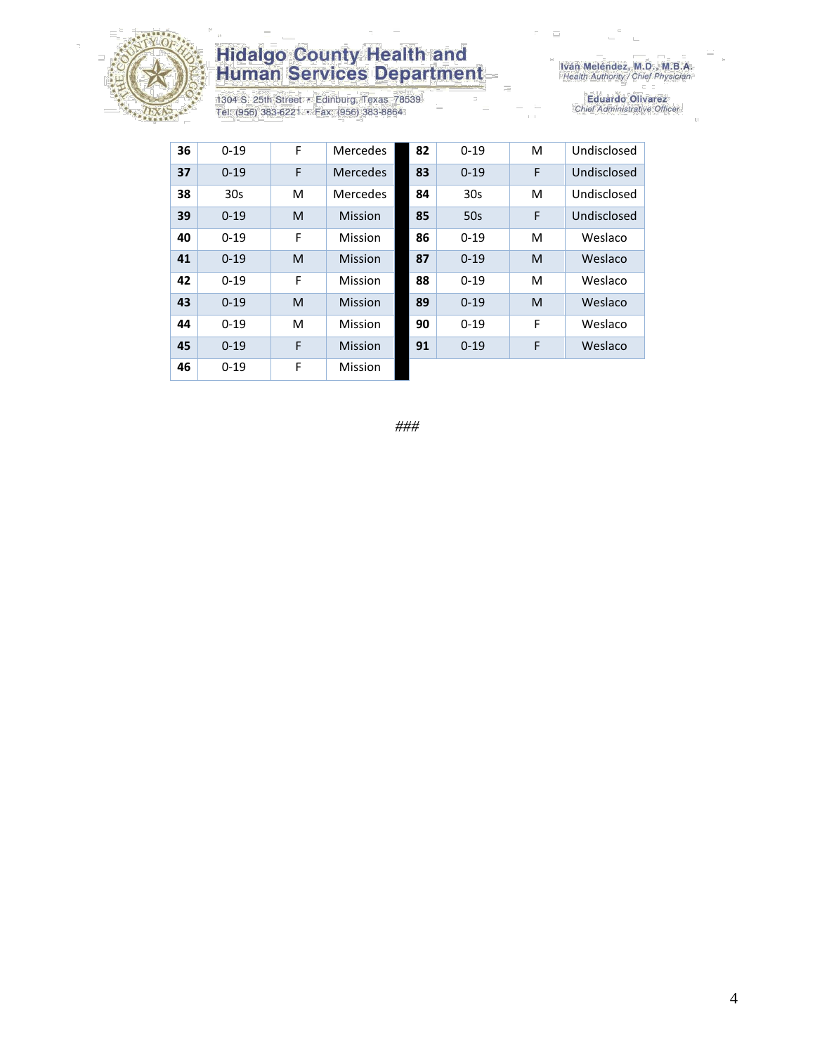| | | | | | | | |
|---|---|---|---|---|---|---|---|
| **36** | 0-19 | F | Mercedes | **82** | 0-19 | M | Undisclosed |
| **37** | 0-19 | F | Mercedes | **83** | 0-19 | F | Undisclosed |
| **38** | 30s | M | Mercedes | **84** | 30s | M | Undisclosed |
| **39** | 0-19 | M | Mission | **85** | 50s | F | Undisclosed |
| **40** | 0-19 | F | Mission | **86** | 0-19 | M | Weslaco |
| **41** | 0-19 | M | Mission | **87** | 0-19 | M | Weslaco |
| **42** | 0-19 | F | Mission | **88** | 0-19 | M | Weslaco |
| **43** | 0-19 | M | Mission | **89** | 0-19 | M | Weslaco |
| **44** | 0-19 | M | Mission | **90** | 0-19 | F | Weslaco |
| **45** | 0-19 | F | Mission | **91** | 0-19 | F | Weslaco |
| **46** | 0-19 | F | Mission | | | | |

###